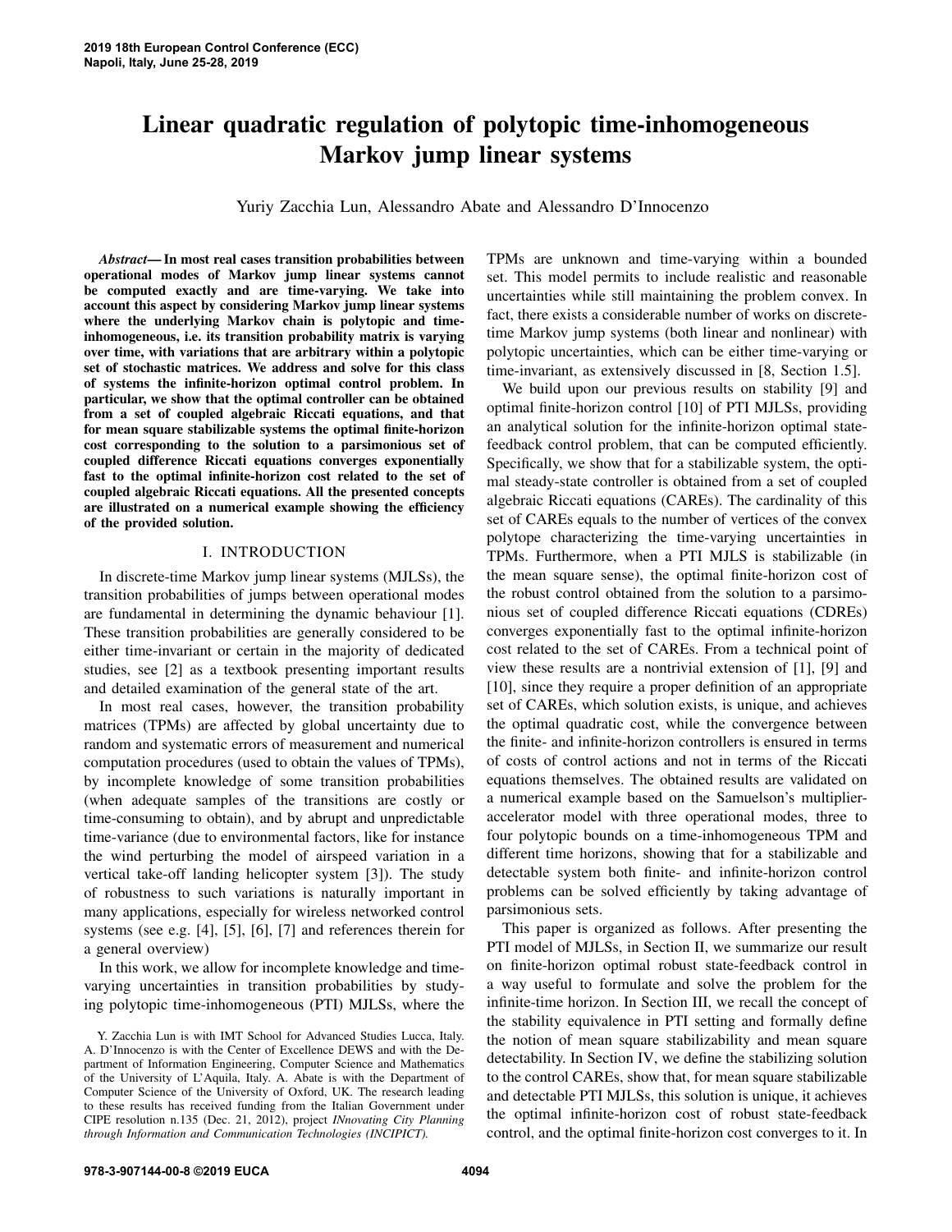# Linear quadratic regulation of polytopic time-inhomogeneous Markov jump linear systems

Yuriy Zacchia Lun, Alessandro Abate and Alessandro D'Innocenzo

***Abstract*— In most real cases transition probabilities between operational modes of Markov jump linear systems cannot be computed exactly and are time-varying. We take into account this aspect by considering Markov jump linear systems where the underlying Markov chain is polytopic and time-inhomogeneous, i.e. its transition probability matrix is varying over time, with variations that are arbitrary within a polytopic set of stochastic matrices. We address and solve for this class of systems the infinite-horizon optimal control problem. In particular, we show that the optimal controller can be obtained from a set of coupled algebraic Riccati equations, and that for mean square stabilizable systems the optimal finite-horizon cost corresponding to the solution to a parsimonious set of coupled difference Riccati equations converges exponentially fast to the optimal infinite-horizon cost related to the set of coupled algebraic Riccati equations. All the presented concepts are illustrated on a numerical example showing the efficiency of the provided solution.**

## I. INTRODUCTION

In discrete-time Markov jump linear systems (MJLSs), the transition probabilities of jumps between operational modes are fundamental in determining the dynamic behaviour [1]. These transition probabilities are generally considered to be either time-invariant or certain in the majority of dedicated studies, see [2] as a textbook presenting important results and detailed examination of the general state of the art.

In most real cases, however, the transition probability matrices (TPMs) are affected by global uncertainty due to random and systematic errors of measurement and numerical computation procedures (used to obtain the values of TPMs), by incomplete knowledge of some transition probabilities (when adequate samples of the transitions are costly or time-consuming to obtain), and by abrupt and unpredictable time-variance (due to environmental factors, like for instance the wind perturbing the model of airspeed variation in a vertical take-off landing helicopter system [3]). The study of robustness to such variations is naturally important in many applications, especially for wireless networked control systems (see e.g. [4], [5], [6], [7] and references therein for a general overview)

In this work, we allow for incomplete knowledge and time-varying uncertainties in transition probabilities by studying polytopic time-inhomogeneous (PTI) MJLSs, where the TPMs are unknown and time-varying within a bounded set. This model permits to include realistic and reasonable uncertainties while still maintaining the problem convex. In fact, there exists a considerable number of works on discrete-time Markov jump systems (both linear and nonlinear) with polytopic uncertainties, which can be either time-varying or time-invariant, as extensively discussed in [8, Section 1.5].

We build upon our previous results on stability [9] and optimal finite-horizon control [10] of PTI MJLSs, providing an analytical solution for the infinite-horizon optimal state-feedback control problem, that can be computed efficiently. Specifically, we show that for a stabilizable system, the optimal steady-state controller is obtained from a set of coupled algebraic Riccati equations (CAREs). The cardinality of this set of CAREs equals to the number of vertices of the convex polytope characterizing the time-varying uncertainties in TPMs. Furthermore, when a PTI MJLS is stabilizable (in the mean square sense), the optimal finite-horizon cost of the robust control obtained from the solution to a parsimonious set of coupled difference Riccati equations (CDREs) converges exponentially fast to the optimal infinite-horizon cost related to the set of CAREs. From a technical point of view these results are a nontrivial extension of [1], [9] and [10], since they require a proper definition of an appropriate set of CAREs, which solution exists, is unique, and achieves the optimal quadratic cost, while the convergence between the finite- and infinite-horizon controllers is ensured in terms of costs of control actions and not in terms of the Riccati equations themselves. The obtained results are validated on a numerical example based on the Samuelson's multiplier-accelerator model with three operational modes, three to four polytopic bounds on a time-inhomogeneous TPM and different time horizons, showing that for a stabilizable and detectable system both finite- and infinite-horizon control problems can be solved efficiently by taking advantage of parsimonious sets.

This paper is organized as follows. After presenting the PTI model of MJLSs, in Section II, we summarize our result on finite-horizon optimal robust state-feedback control in a way useful to formulate and solve the problem for the infinite-time horizon. In Section III, we recall the concept of the stability equivalence in PTI setting and formally define the notion of mean square stabilizability and mean square detectability. In Section IV, we define the stabilizing solution to the control CAREs, show that, for mean square stabilizable and detectable PTI MJLSs, this solution is unique, it achieves the optimal infinite-horizon cost of robust state-feedback control, and the optimal finite-horizon cost converges to it. In

Y. Zacchia Lun is with IMT School for Advanced Studies Lucca, Italy. A. D'Innocenzo is with the Center of Excellence DEWS and with the Department of Information Engineering, Computer Science and Mathematics of the University of L'Aquila, Italy. A. Abate is with the Department of Computer Science of the University of Oxford, UK. The research leading to these results has received funding from the Italian Government under CIPE resolution n.135 (Dec. 21, 2012), project *INnovating City Planning through Information and Communication Technologies (INCIPICT).*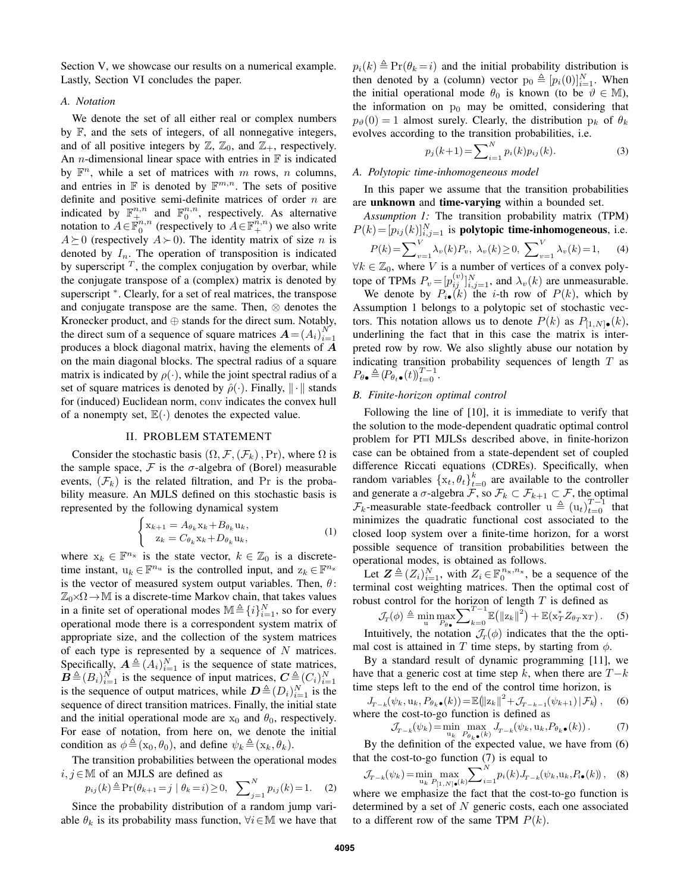Section V, we showcase our results on a numerical example. Lastly, Section VI concludes the paper.

### A. Notation

We denote the set of all either real or complex numbers by $\mathbb{F}$, and the sets of integers, of all nonnegative integers, and of all positive integers by $\mathbb{Z}$, $\mathbb{Z}_0$, and $\mathbb{Z}_+$, respectively. An $n$-dimensional linear space with entries in $\mathbb{F}$ is indicated by $\mathbb{F}^n$, while a set of matrices with $m$ rows, $n$ columns, and entries in $\mathbb{F}$ is denoted by $\mathbb{F}^{m,n}$. The sets of positive definite and positive semi-definite matrices of order $n$ are indicated by $\mathbb{F}_+^{n,n}$ and $\mathbb{F}_0^{n,n}$, respectively. As alternative notation to $A\in\mathbb{F}_0^{n,n}$ (respectively to $A\in\mathbb{F}_+^{n,n}$) we also write $A\succeq 0$ (respectively $A\succ 0$). The identity matrix of size $n$ is denoted by $I_n$. The operation of transposition is indicated by superscript $^T$, the complex conjugation by overbar, while the conjugate transpose of a (complex) matrix is denoted by superscript $^*$. Clearly, for a set of real matrices, the transpose and conjugate transpose are the same. Then, $\otimes$ denotes the Kronecker product, and $\oplus$ stands for the direct sum. Notably, the direct sum of a sequence of square matrices $\boldsymbol{A}=(A_i)_{i=1}^N$ produces a block diagonal matrix, having the elements of $\boldsymbol{A}$ on the main diagonal blocks. The spectral radius of a square matrix is indicated by $\rho(\cdot)$, while the joint spectral radius of a set of square matrices is denoted by $\hat{\rho}(\cdot)$. Finally, $\|\cdot\|$ stands for (induced) Euclidean norm, conv indicates the convex hull of a nonempty set, $\mathbb{E}(\cdot)$ denotes the expected value.

## II. PROBLEM STATEMENT

Consider the stochastic basis $(\Omega, \mathcal{F}, (\mathcal{F}_k), \Pr)$, where $\Omega$ is the sample space, $\mathcal{F}$ is the $\sigma$-algebra of (Borel) measurable events, $(\mathcal{F}_k)$ is the related filtration, and $\Pr$ is the probability measure. An MJLS defined on this stochastic basis is represented by the following dynamical system

$$\begin{cases} \mathrm{x}_{k+1} = A_{\theta_k}\mathrm{x}_k + B_{\theta_k}\mathrm{u}_k, \\ \mathrm{z}_k = C_{\theta_k}\mathrm{x}_k + D_{\theta_k}\mathrm{u}_k, \end{cases} \tag{1}$$

where $\mathrm{x}_k \in \mathbb{F}^{n_\mathrm{x}}$ is the state vector, $k\in\mathbb{Z}_0$ is a discrete-time instant, $\mathrm{u}_k\in\mathbb{F}^{n_\mathrm{u}}$ is the controlled input, and $\mathrm{z}_k\in\mathbb{F}^{n_\mathrm{z}}$ is the vector of measured system output variables. Then, $\theta$: $\mathbb{Z}_0\times\Omega\to\mathbb{M}$ is a discrete-time Markov chain, that takes values in a finite set of operational modes $\mathbb{M}\triangleq\{i\}_{i=1}^N$, so for every operational mode there is a correspondent system matrix of appropriate size, and the collection of the system matrices of each type is represented by a sequence of $N$ matrices. Specifically, $\boldsymbol{A}\triangleq(A_i)_{i=1}^N$ is the sequence of state matrices, $\boldsymbol{B}\triangleq(B_i)_{i=1}^N$ is the sequence of input matrices, $\boldsymbol{C}\triangleq(C_i)_{i=1}^N$ is the sequence of output matrices, while $\boldsymbol{D}\triangleq(D_i)_{i=1}^N$ is the sequence of direct transition matrices. Finally, the initial state and the initial operational mode are $\mathrm{x}_0$ and $\theta_0$, respectively. For ease of notation, from here on, we denote the initial condition as $\phi\triangleq(\mathrm{x}_0,\theta_0)$, and define $\psi_k\triangleq(\mathrm{x}_k,\theta_k)$.

The transition probabilities between the operational modes $i,j\in\mathbb{M}$ of an MJLS are defined as

$$p_{ij}(k)\triangleq\Pr(\theta_{k+1}=j \mid \theta_k=i)\geq 0, \quad \sum_{j=1}^N p_{ij}(k)=1. \tag{2}$$

Since the probability distribution of a random jump variable $\theta_k$ is its probability mass function, $\forall i\in\mathbb{M}$ we have that $p_i(k)\triangleq\Pr(\theta_k=i)$ and the initial probability distribution is then denoted by a (column) vector $\mathrm{p}_0\triangleq[p_i(0)]_{i=1}^N$. When the initial operational mode $\theta_0$ is known (to be $\vartheta\in\mathbb{M}$), the information on $\mathrm{p}_0$ may be omitted, considering that $p_\vartheta(0)=1$ almost surely. Clearly, the distribution $\mathrm{p}_k$ of $\theta_k$ evolves according to the transition probabilities, i.e.

$$p_j(k+1)=\sum_{i=1}^N p_i(k)p_{ij}(k). \tag{3}$$

### A. Polytopic time-inhomogeneous model

In this paper we assume that the transition probabilities are **unknown** and **time-varying** within a bounded set.

*Assumption 1:* The transition probability matrix (TPM) $P(k)=[p_{ij}(k)]_{i,j=1}^N$ is **polytopic time-inhomogeneous**, i.e.

$$P(k)=\sum_{v=1}^V\lambda_v(k)P_v,\ \lambda_v(k)\geq 0,\ \sum_{v=1}^V\lambda_v(k)=1, \tag{4}$$

$\forall k\in\mathbb{Z}_0$, where $V$ is a number of vertices of a convex polytope of TPMs $P_v=[p_{ij}^{(v)}]_{i,j=1}^N$, and $\lambda_v(k)$ are unmeasurable.

We denote by $P_{i\bullet}(k)$ the $i$-th row of $P(k)$, which by Assumption 1 belongs to a polytopic set of stochastic vectors. This notation allows us to denote $P(k)$ as $P_{[1,N]\bullet}(k)$, underlining the fact that in this case the matrix is interpreted row by row. We also slightly abuse our notation by indicating transition probability sequences of length $T$ as $P_{\theta\bullet}\triangleq(P_{\theta_t\bullet}(t))_{t=0}^{T-1}$.

### B. Finite-horizon optimal control

Following the line of [10], it is immediate to verify that the solution to the mode-dependent quadratic optimal control problem for PTI MJLSs described above, in finite-horizon case can be obtained from a state-dependent set of coupled difference Riccati equations (CDREs). Specifically, when random variables $\{\mathrm{x}_t,\theta_t\}_{t=0}^k$ are available to the controller and generate a $\sigma$-algebra $\mathcal{F}$, so $\mathcal{F}_k\subset\mathcal{F}_{k+1}\subset\mathcal{F}$, the optimal $\mathcal{F}_k$-measurable state-feedback controller $\mathrm{u}\triangleq(\mathrm{u}_t)_{t=0}^{T-1}$ that minimizes the quadratic functional cost associated to the closed loop system over a finite-time horizon, for a worst possible sequence of transition probabilities between the operational modes, is obtained as follows.

Let $\boldsymbol{Z}\triangleq(Z_i)_{i=1}^N$, with $Z_i\in\mathbb{F}_0^{n_\mathrm{x},n_\mathrm{x}}$, be a sequence of the terminal cost weighting matrices. Then the optimal cost of robust control for the horizon of length $T$ is defined as

$$\mathcal{J}_T(\phi)\triangleq\min_{\mathrm{u}}\max_{P_{\theta\bullet}}\sum_{k=0}^{T-1}\mathbb{E}\big(\|\mathrm{z}_k\|^2\big)+\mathbb{E}(\mathrm{x}_T^* Z_{\theta_T}\mathrm{x}_T). \tag{5}$$

Intuitively, the notation $\mathcal{J}_T(\phi)$ indicates that the the optimal cost is attained in $T$ time steps, by starting from $\phi$.

By a standard result of dynamic programming [11], we have that a generic cost at time step $k$, when there are $T-k$ time steps left to the end of the control time horizon, is

$$J_{T-k}(\psi_k,\mathrm{u}_k,P_{\theta_k\bullet}(k))=\mathbb{E}\big(\|\mathrm{z}_k\|^2+\mathcal{J}_{T-k-1}(\psi_{k+1})\,|\,\mathcal{F}_k\big), \tag{6}$$

where the cost-to-go function is defined as

$$\mathcal{J}_{T-k}(\psi_k)=\min_{\mathrm{u}_k}\max_{P_{\theta_k\bullet}(k)}J_{T-k}(\psi_k,\mathrm{u}_k,P_{\theta_k\bullet}(k)). \tag{7}$$

By the definition of the expected value, we have from (6) that the cost-to-go function (7) is equal to

$$\mathcal{J}_{T-k}(\psi_k)=\min_{\mathrm{u}_k}\max_{P_{[1,N]\bullet}(k)}\sum_{i=1}^N p_i(k)J_{T-k}(\psi_k,\mathrm{u}_k,P_{i\bullet}(k)), \tag{8}$$

where we emphasize the fact that the cost-to-go function is determined by a set of $N$ generic costs, each one associated to a different row of the same TPM $P(k)$.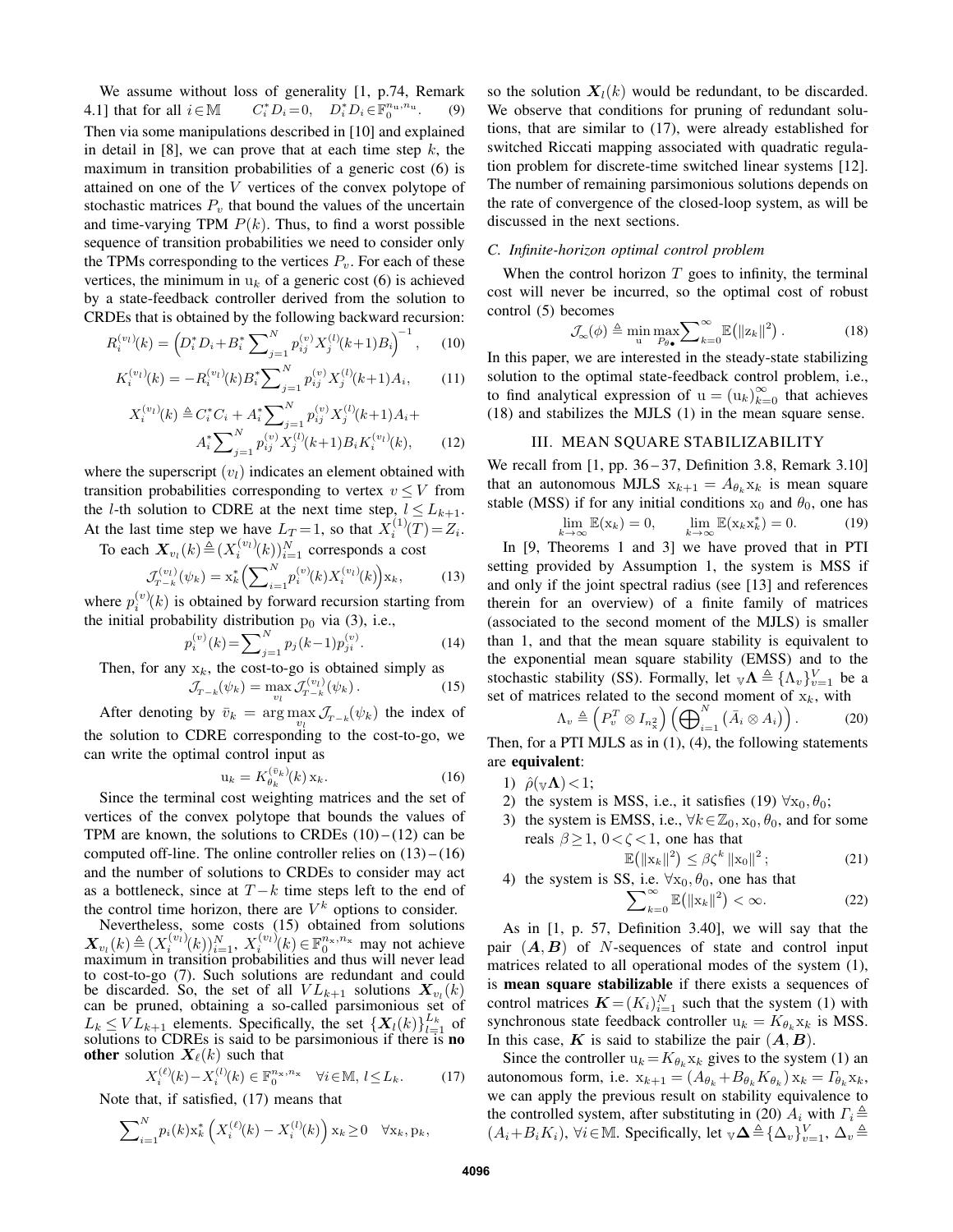We assume without loss of generality [1, p.74, Remark 4.1] that for all $i \in \mathbb{M}$ $\quad C_i^* D_i = 0, \quad D_i^* D_i \in \mathbb{F}_0^{n_u, n_u}$. (9)

Then via some manipulations described in [10] and explained in detail in [8], we can prove that at each time step $k$, the maximum in transition probabilities of a generic cost (6) is attained on one of the $V$ vertices of the convex polytope of stochastic matrices $P_v$ that bound the values of the uncertain and time-varying TPM $P(k)$. Thus, to find a worst possible sequence of transition probabilities we need to consider only the TPMs corresponding to the vertices $P_v$. For each of these vertices, the minimum in $\mathrm{u}_k$ of a generic cost (6) is achieved by a state-feedback controller derived from the solution to CRDEs that is obtained by the following backward recursion:

$$R_i^{(v_l)}(k) = \Big(D_i^* D_i + B_i^* \sum_{j=1}^N p_{ij}^{(v)} X_j^{(l)}(k+1) B_i\Big)^{-1}, \tag{10}$$

$$K_i^{(v_l)}(k) = -R_i^{(v_l)}(k) B_i^* \sum_{j=1}^N p_{ij}^{(v)} X_j^{(l)}(k+1) A_i, \tag{11}$$

$$X_i^{(v_l)}(k) \triangleq C_i^* C_i + A_i^* \sum_{j=1}^N p_{ij}^{(v)} X_j^{(l)}(k+1) A_i + A_i^* \sum_{j=1}^N p_{ij}^{(v)} X_j^{(l)}(k+1) B_i K_i^{(v_l)}(k), \tag{12}$$

where the superscript $(v_l)$ indicates an element obtained with transition probabilities corresponding to vertex $v \leq V$ from the $l$-th solution to CDRE at the next time step, $l \leq L_{k+1}$. At the last time step we have $L_T = 1$, so that $X_i^{(1)}(T) = Z_i$.

To each $\boldsymbol{X}_{v_l}(k) \triangleq (X_i^{(v_l)}(k))_{i=1}^N$ corresponds a cost

$$\mathcal{J}_{T-k}^{(v_l)}(\psi_k) = \mathrm{x}_k^* \Big(\sum_{i=1}^N p_i^{(v)}(k) X_i^{(v_l)}(k)\Big) \mathrm{x}_k, \tag{13}$$

where $p_i^{(v)}(k)$ is obtained by forward recursion starting from the initial probability distribution $\mathrm{p}_0$ via (3), i.e.,

$$p_i^{(v)}(k) = \sum_{j=1}^N p_j(k-1) p_{ji}^{(v)}. \tag{14}$$

Then, for any $\mathrm{x}_k$, the cost-to-go is obtained simply as

$$\mathcal{J}_{T-k}(\psi_k) = \max_{v_l} \mathcal{J}_{T-k}^{(v_l)}(\psi_k). \tag{15}$$

After denoting by $\bar{v}_k = \arg\max_{v_l} \mathcal{J}_{T-k}(\psi_k)$ the index of the solution to CDRE corresponding to the cost-to-go, we can write the optimal control input as

$$\mathrm{u}_k = K_{\theta_k}^{(\bar{v}_k)}(k)\, \mathrm{x}_k. \tag{16}$$

Since the terminal cost weighting matrices and the set of vertices of the convex polytope that bounds the values of TPM are known, the solutions to CRDEs (10) – (12) can be computed off-line. The online controller relies on (13) – (16) and the number of solutions to CRDEs to consider may act as a bottleneck, since at $T-k$ time steps left to the end of the control time horizon, there are $V^k$ options to consider.

Nevertheless, some costs (15) obtained from solutions $\boldsymbol{X}_{v_l}(k) \triangleq (X_i^{(v_l)}(k))_{i=1}^N$, $X_i^{(v_l)}(k) \in \mathbb{F}_0^{n_x, n_x}$ may not achieve maximum in transition probabilities and thus will never lead to cost-to-go (7). Such solutions are redundant and could be discarded. So, the set of all $VL_{k+1}$ solutions $\boldsymbol{X}_{v_l}(k)$ can be pruned, obtaining a so-called parsimonious set of $L_k \leq VL_{k+1}$ elements. Specifically, the set $\{\boldsymbol{X}_l(k)\}_{l=1}^{L_k}$ of solutions to CDREs is said to be parsimonious if there is **no other** solution $\boldsymbol{X}_\ell(k)$ such that

$$X_i^{(\ell)}(k) - X_i^{(l)}(k) \in \mathbb{F}_0^{n_x, n_x} \quad \forall i \in \mathbb{M},\, l \leq L_k. \tag{17}$$

Note that, if satisfied, (17) means that

$$\sum_{i=1}^N p_i(k) \mathrm{x}_k^* \Big(X_i^{(\ell)}(k) - X_i^{(l)}(k)\Big) \mathrm{x}_k \geq 0 \quad \forall \mathrm{x}_k, \mathrm{p}_k,$$

so the solution $\boldsymbol{X}_l(k)$ would be redundant, to be discarded. We observe that conditions for pruning of redundant solutions, that are similar to (17), were already established for switched Riccati mapping associated with quadratic regulation problem for discrete-time switched linear systems [12]. The number of remaining parsimonious solutions depends on the rate of convergence of the closed-loop system, as will be discussed in the next sections.

### C. Infinite-horizon optimal control problem

When the control horizon $T$ goes to infinity, the terminal cost will never be incurred, so the optimal cost of robust control (5) becomes

$$\mathcal{J}_\infty(\phi) \triangleq \min_{\mathrm{u}} \max_{P_{\theta_\bullet}} \sum_{k=0}^\infty \mathbb{E}\big(\|\mathrm{z}_k\|^2\big). \tag{18}$$

In this paper, we are interested in the steady-state stabilizing solution to the optimal state-feedback control problem, i.e., to find analytical expression of $\mathrm{u} = (\mathrm{u}_k)_{k=0}^\infty$ that achieves (18) and stabilizes the MJLS (1) in the mean square sense.

## III. MEAN SQUARE STABILIZABILITY

We recall from [1, pp. 36 – 37, Definition 3.8, Remark 3.10] that an autonomous MJLS $\mathrm{x}_{k+1} = A_{\theta_k} \mathrm{x}_k$ is mean square stable (MSS) if for any initial conditions $\mathrm{x}_0$ and $\theta_0$, one has

$$\lim_{k\to\infty} \mathbb{E}(\mathrm{x}_k) = 0, \qquad \lim_{k\to\infty} \mathbb{E}(\mathrm{x}_k \mathrm{x}_k^*) = 0. \tag{19}$$

In [9, Theorems 1 and 3] we have proved that in PTI setting provided by Assumption 1, the system is MSS if and only if the joint spectral radius (see [13] and references therein for an overview) of a finite family of matrices (associated to the second moment of the MJLS) is smaller than 1, and that the mean square stability is equivalent to the exponential mean square stability (EMSS) and to the stochastic stability (SS). Formally, let ${}_{\mathbb{V}}\boldsymbol{\Lambda} \triangleq \{\Lambda_v\}_{v=1}^V$ be a set of matrices related to the second moment of $\mathrm{x}_k$, with

$$\Lambda_v \triangleq \Big(P_v^T \otimes I_{n_x^2}\Big)\Big(\bigoplus_{i=1}^N \big(\bar{A}_i \otimes A_i\big)\Big). \tag{20}$$

Then, for a PTI MJLS as in (1), (4), the following statements are **equivalent**:

1) $\hat{\rho}({}_{\mathbb{V}}\boldsymbol{\Lambda}) < 1$;
2) the system is MSS, i.e., it satisfies (19) $\forall \mathrm{x}_0, \theta_0$;
3) the system is EMSS, i.e., $\forall k \in \mathbb{Z}_0, \mathrm{x}_0, \theta_0$, and for some reals $\beta \geq 1$, $0 < \zeta < 1$, one has that
$$\mathbb{E}\big(\|\mathrm{x}_k\|^2\big) \leq \beta \zeta^k \|\mathrm{x}_0\|^2; \tag{21}$$
4) the system is SS, i.e. $\forall \mathrm{x}_0, \theta_0$, one has that
$$\sum_{k=0}^\infty \mathbb{E}\big(\|\mathrm{x}_k\|^2\big) < \infty. \tag{22}$$

As in [1, p. 57, Definition 3.40], we will say that the pair $(\boldsymbol{A}, \boldsymbol{B})$ of $N$-sequences of state and control input matrices related to all operational modes of the system (1), is **mean square stabilizable** if there exists a sequences of control matrices $\boldsymbol{K} = (K_i)_{i=1}^N$ such that the system (1) with synchronous state feedback controller $\mathrm{u}_k = K_{\theta_k} \mathrm{x}_k$ is MSS. In this case, $\boldsymbol{K}$ is said to stabilize the pair $(\boldsymbol{A}, \boldsymbol{B})$.

Since the controller $\mathrm{u}_k = K_{\theta_k} \mathrm{x}_k$ gives to the system (1) an autonomous form, i.e. $\mathrm{x}_{k+1} = (A_{\theta_k} + B_{\theta_k} K_{\theta_k}) \mathrm{x}_k = \mathit{\Gamma}_{\theta_k} \mathrm{x}_k$, we can apply the previous result on stability equivalence to the controlled system, after substituting in (20) $A_i$ with $\mathit{\Gamma}_i \triangleq (A_i + B_i K_i)$, $\forall i \in \mathbb{M}$. Specifically, let ${}_{\mathbb{V}}\boldsymbol{\Delta} \triangleq \{\Delta_v\}_{v=1}^V$, $\Delta_v \triangleq$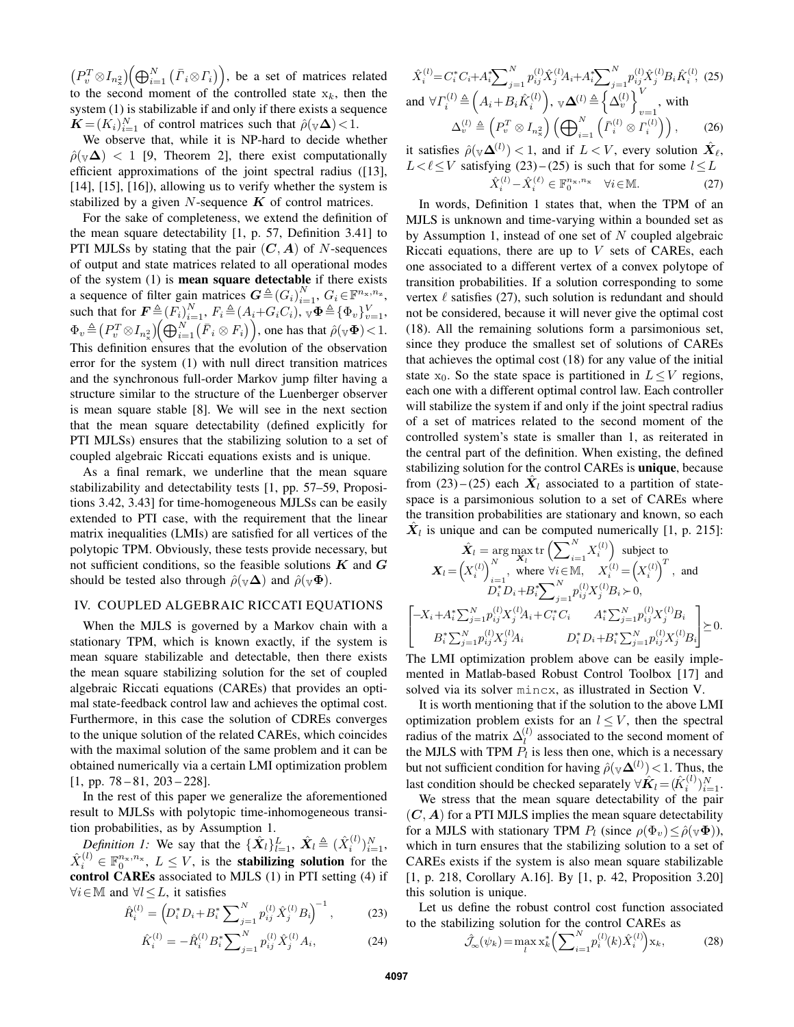$\left(P_v^T \otimes I_{n_x^2}\right)\left(\bigoplus_{i=1}^N \left(\bar{\Gamma}_i \otimes \Gamma_i\right)\right)$, be a set of matrices related to the second moment of the controlled state $x_k$, then the system (1) is stabilizable if and only if there exists a sequence $\boldsymbol{K} = (K_i)_{i=1}^N$ of control matrices such that $\hat{\rho}(_{\mathbb{V}}\boldsymbol{\Delta}) < 1$.

We observe that, while it is NP-hard to decide whether $\hat{\rho}(_{\mathbb{V}}\boldsymbol{\Delta}) < 1$ [9, Theorem 2], there exist computationally efficient approximations of the joint spectral radius ([13], [14], [15], [16]), allowing us to verify whether the system is stabilized by a given $N$-sequence $\boldsymbol{K}$ of control matrices.

For the sake of completeness, we extend the definition of the mean square detectability [1, p. 57, Definition 3.41] to PTI MJLSs by stating that the pair $(\boldsymbol{C}, \boldsymbol{A})$ of $N$-sequences of output and state matrices related to all operational modes of the system (1) is **mean square detectable** if there exists a sequence of filter gain matrices $\boldsymbol{G} \triangleq (G_i)_{i=1}^N$, $G_i \in \mathbb{F}^{n_x, n_z}$, such that for $\boldsymbol{F} \triangleq (F_i)_{i=1}^N$, $F_i \triangleq (A_i + G_i C_i)$, $_{\mathbb{V}}\boldsymbol{\Phi} \triangleq \{\Phi_v\}_{v=1}^V$, $\Phi_v \triangleq \left(P_v^T \otimes I_{n_x^2}\right)\left(\bigoplus_{i=1}^N \left(\bar{F}_i \otimes F_i\right)\right)$, one has that $\hat{\rho}(_{\mathbb{V}}\boldsymbol{\Phi}) < 1$. This definition ensures that the evolution of the observation error for the system (1) with null direct transition matrices and the synchronous full-order Markov jump filter having a structure similar to the structure of the Luenberger observer is mean square stable [8]. We will see in the next section that the mean square detectability (defined explicitly for PTI MJLSs) ensures that the stabilizing solution to a set of coupled algebraic Riccati equations exists and is unique.

As a final remark, we underline that the mean square stabilizability and detectability tests [1, pp. 57–59, Propositions 3.42, 3.43] for time-homogeneous MJLSs can be easily extended to PTI case, with the requirement that the linear matrix inequalities (LMIs) are satisfied for all vertices of the polytopic TPM. Obviously, these tests provide necessary, but not sufficient conditions, so the feasible solutions $\boldsymbol{K}$ and $\boldsymbol{G}$ should be tested also through $\hat{\rho}(_{\mathbb{V}}\boldsymbol{\Delta})$ and $\hat{\rho}(_{\mathbb{V}}\boldsymbol{\Phi})$.

## IV. COUPLED ALGEBRAIC RICCATI EQUATIONS

When the MJLS is governed by a Markov chain with a stationary TPM, which is known exactly, if the system is mean square stabilizable and detectable, then there exists the mean square stabilizing solution for the set of coupled algebraic Riccati equations (CAREs) that provides an optimal state-feedback control law and achieves the optimal cost. Furthermore, in this case the solution of CDREs converges to the unique solution of the related CAREs, which coincides with the maximal solution of the same problem and it can be obtained numerically via a certain LMI optimization problem [1, pp. 78 – 81, 203 – 228].

In the rest of this paper we generalize the aforementioned result to MJLSs with polytopic time-inhomogeneous transition probabilities, as by Assumption 1.

*Definition 1:* We say that the $\{\hat{\boldsymbol{X}}_l\}_{l=1}^L$, $\hat{\boldsymbol{X}}_l \triangleq (\hat{X}_i^{(l)})_{i=1}^N$, $\hat{X}_i^{(l)} \in \mathbb{F}_0^{n_x, n_x}$, $L \leq V$, is the **stabilizing solution** for the **control CAREs** associated to MJLS (1) in PTI setting (4) if $\forall i \in \mathbb{M}$ and $\forall l \leq L$, it satisfies

$$\hat{R}_i^{(l)} = \left(D_i^* D_i + B_i^* \sum_{j=1}^N p_{ij}^{(l)} \hat{X}_j^{(l)} B_i\right)^{-1}, \tag{23}$$

$$\hat{K}_i^{(l)} = -\hat{R}_i^{(l)} B_i^* \sum_{j=1}^N p_{ij}^{(l)} \hat{X}_j^{(l)} A_i, \tag{24}$$

$$\hat{X}_i^{(l)} = C_i^* C_i + A_i^* \sum_{j=1}^N p_{ij}^{(l)} \hat{X}_j^{(l)} A_i + A_i^* \sum_{j=1}^N p_{ij}^{(l)} \hat{X}_j^{(l)} B_i \hat{K}_i^{(l)}, \tag{25}$$

and $\forall \Gamma_i^{(l)} \triangleq \left(A_i + B_i \hat{K}_i^{(l)}\right)$, $_{\mathbb{V}}\boldsymbol{\Delta}^{(l)} \triangleq \left\{\Delta_v^{(l)}\right\}_{v=1}^V$, with

$$\Delta_v^{(l)} \triangleq \left(P_v^T \otimes I_{n_x^2}\right)\left(\bigoplus_{i=1}^N \left(\bar{\Gamma}_i^{(l)} \otimes \Gamma_i^{(l)}\right)\right), \tag{26}$$

it satisfies $\hat{\rho}(_{\mathbb{V}}\boldsymbol{\Delta}^{(l)}) < 1$, and if $L < V$, every solution $\hat{\boldsymbol{X}}_\ell$, $L < \ell \leq V$ satisfying (23) – (25) is such that for some $l \leq L$

$$\hat{X}_i^{(l)} - \hat{X}_i^{(\ell)} \in \mathbb{F}_0^{n_x, n_x} \quad \forall i \in \mathbb{M}. \tag{27}$$

In words, Definition 1 states that, when the TPM of an MJLS is unknown and time-varying within a bounded set as by Assumption 1, instead of one set of $N$ coupled algebraic Riccati equations, there are up to $V$ sets of CAREs, each one associated to a different vertex of a convex polytope of transition probabilities. If a solution corresponding to some vertex $\ell$ satisfies (27), such solution is redundant and should not be considered, because it will never give the optimal cost (18). All the remaining solutions form a parsimonious set, since they produce the smallest set of solutions of CAREs that achieves the optimal cost (18) for any value of the initial state $x_0$. So the state space is partitioned in $L \leq V$ regions, each one with a different optimal control law. Each controller will stabilize the system if and only if the joint spectral radius of a set of matrices related to the second moment of the controlled system's state is smaller than 1, as reiterated in the central part of the definition. When existing, the defined stabilizing solution for the control CAREs is **unique**, because from (23) – (25) each $\hat{\boldsymbol{X}}_l$ associated to a partition of state-space is a parsimonious solution to a set of CAREs where the transition probabilities are stationary and known, so each $\hat{\boldsymbol{X}}_l$ is unique and can be computed numerically [1, p. 215]:

$$\hat{\boldsymbol{X}}_l = \arg\max_{\boldsymbol{X}_l} \operatorname{tr}\left(\sum_{i=1}^N X_i^{(l)}\right) \text{ subject to}$$

$$\boldsymbol{X}_l = \left(X_i^{(l)}\right)_{i=1}^N, \text{ where } \forall i \in \mathbb{M}, \quad X_i^{(l)} = \left(X_i^{(l)}\right)^T, \text{ and}$$

$$D_i^* D_i + B_i^* \sum_{j=1}^N p_{ij}^{(l)} X_j^{(l)} B_i \succ 0,$$

$$\begin{bmatrix} -X_i + A_i^* \sum_{j=1}^N p_{ij}^{(l)} X_j^{(l)} A_i + C_i^* C_i & A_i^* \sum_{j=1}^N p_{ij}^{(l)} X_j^{(l)} B_i \\ B_i^* \sum_{j=1}^N p_{ij}^{(l)} X_j^{(l)} A_i & D_i^* D_i + B_i^* \sum_{j=1}^N p_{ij}^{(l)} X_j^{(l)} B_i \end{bmatrix} \succeq 0.$$

The LMI optimization problem above can be easily implemented in Matlab-based Robust Control Toolbox [17] and solved via its solver `mincx`, as illustrated in Section V.

It is worth mentioning that if the solution to the above LMI optimization problem exists for an $l \leq V$, then the spectral radius of the matrix $\Delta_l^{(l)}$ associated to the second moment of the MJLS with TPM $P_l$ is less then one, which is a necessary but not sufficient condition for having $\hat{\rho}(_{\mathbb{V}}\boldsymbol{\Delta}^{(l)}) < 1$. Thus, the last condition should be checked separately $\forall \hat{\boldsymbol{K}}_l = (\hat{K}_i^{(l)})_{i=1}^N$.

We stress that the mean square detectability of the pair $(\boldsymbol{C}, \boldsymbol{A})$ for a PTI MJLS implies the mean square detectability for a MJLS with stationary TPM $P_l$ (since $\rho(\Phi_v) \leq \hat{\rho}(_{\mathbb{V}}\boldsymbol{\Phi})$), which in turn ensures that the stabilizing solution to a set of CAREs exists if the system is also mean square stabilizable [1, p. 218, Corollary A.16]. By [1, p. 42, Proposition 3.20] this solution is unique.

Let us define the robust control cost function associated to the stabilizing solution for the control CAREs as

$$\hat{\mathcal{J}}_\infty(\psi_k) = \max_l x_k^* \left(\sum_{i=1}^N p_i^{(l)}(k) \hat{X}_i^{(l)}\right) x_k, \tag{28}$$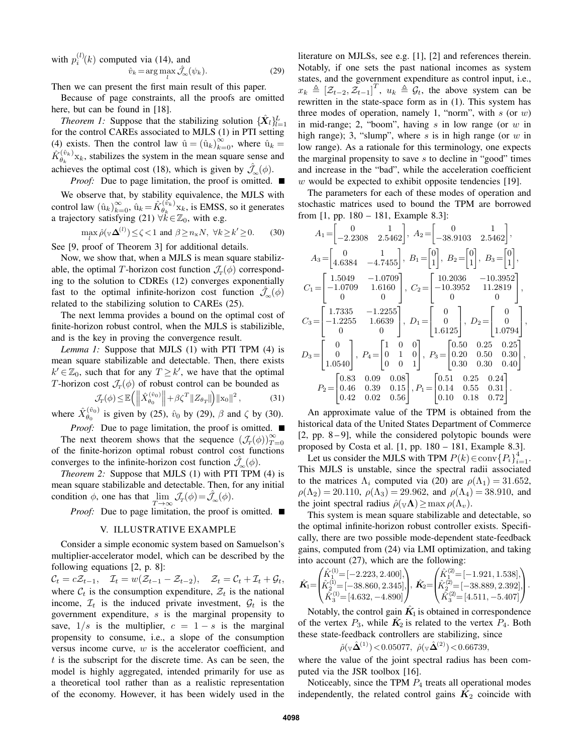with $p_i^{(l)}(k)$ computed via (14), and

$$\hat{v}_k = \arg\max_l \hat{\mathcal{J}}_\infty(\psi_k). \tag{29}$$

Then we can present the first main result of this paper.

Because of page constraints, all the proofs are omitted here, but can be found in [18].

*Theorem 1:* Suppose that the stabilizing solution $\{\hat{\boldsymbol{X}}_l\}_{l=1}^L$ for the control CAREs associated to MJLS (1) in PTI setting (4) exists. Then the control law $\hat{\mathrm{u}} = (\hat{\mathrm{u}}_k)_{k=0}^\infty$, where $\hat{\mathrm{u}}_k = \hat{K}_{\theta_k}^{(\hat{v}_k)} \mathrm{x}_k$, stabilizes the system in the mean square sense and achieves the optimal cost (18), which is given by $\hat{\mathcal{J}}_\infty(\phi)$.

*Proof:* Due to page limitation, the proof is omitted. ■

We observe that, by stability equivalence, the MJLS with control law $(\hat{\mathrm{u}}_k)_{k=0}^\infty$, $\hat{\mathrm{u}}_k = \hat{K}_{\theta_k}^{(\hat{v}_k)} \mathrm{x}_k$, is EMSS, so it generates a trajectory satisfying (21) $\forall k \in \mathbb{Z}_0$, with e.g.

$$\max_l \hat{\rho}(\mathbb{V}\boldsymbol{\Delta}^{(l)}) \leq \zeta < 1 \text{ and } \beta \geq n_{\mathrm{x}} N, \ \forall k \geq k' \geq 0. \tag{30}$$

See [9, proof of Theorem 3] for additional details.

Now, we show that, when a MJLS is mean square stabilizable, the optimal $T$-horizon cost function $\mathcal{J}_T(\phi)$ corresponding to the solution to CDREs (12) converges exponentially fast to the optimal infinite-horizon cost function $\hat{\mathcal{J}}_\infty(\phi)$ related to the stabilizing solution to CAREs (25).

The next lemma provides a bound on the optimal cost of finite-horizon robust control, when the MJLS is stabilizible, and is the key in proving the convergence result.

*Lemma 1:* Suppose that MJLS (1) with PTI TPM (4) is mean square stabilizable and detectable. Then, there exists $k' \in \mathbb{Z}_0$, such that for any $T \geq k'$, we have that the optimal $T$-horizon cost $\mathcal{J}_T(\phi)$ of robust control can be bounded as

$$\mathcal{J}_T(\phi) \leq \mathbb{E}\left(\left\|\hat{X}_{\theta_0}^{(\hat{v}_0)}\right\| + \beta\zeta^T \|Z_{\theta_T}\|\right) \|\mathrm{x}_0\|^2, \tag{31}$$

where $\hat{X}_{\theta_0}^{(\hat{v}_0)}$ is given by (25), $\hat{v}_0$ by (29), $\beta$ and $\zeta$ by (30).

*Proof:* Due to page limitation, the proof is omitted. ■

The next theorem shows that the sequence $(\mathcal{J}_T(\phi))_{T=0}^\infty$ of the finite-horizon optimal robust control cost functions converges to the infinite-horizon cost function $\hat{\mathcal{J}}_\infty(\phi)$.

*Theorem 2:* Suppose that MJLS (1) with PTI TPM (4) is mean square stabilizable and detectable. Then, for any initial condition $\phi$, one has that $\lim_{T\to\infty} \mathcal{J}_T(\phi) = \hat{\mathcal{J}}_\infty(\phi)$.

*Proof:* Due to page limitation, the proof is omitted. ■

## V. ILLUSTRATIVE EXAMPLE

Consider a simple economic system based on Samuelson's multiplier-accelerator model, which can be described by the following equations [2, p. 8]:

$\mathcal{C}_t = c\mathcal{Z}_{t-1}, \quad \mathcal{I}_t = w(\mathcal{Z}_{t-1} - \mathcal{Z}_{t-2}), \quad \mathcal{Z}_t = \mathcal{C}_t + \mathcal{I}_t + \mathcal{G}_t,$

where $\mathcal{C}_t$ is the consumption expenditure, $\mathcal{Z}_t$ is the national income, $\mathcal{I}_t$ is the induced private investment, $\mathcal{G}_t$ is the government expenditure, $s$ is the marginal propensity to save, $1/s$ is the multiplier, $c = 1 - s$ is the marginal propensity to consume, i.e., a slope of the consumption versus income curve, $w$ is the accelerator coefficient, and $t$ is the subscript for the discrete time. As can be seen, the model is highly aggregated, intended primarily for use as a theoretical tool rather than as a realistic representation of the economy. However, it has been widely used in the literature on MJLSs, see e.g. [1], [2] and references therein. Notably, if one sets the past national incomes as system states, and the government expenditure as control input, i.e., $x_k \triangleq [\mathcal{Z}_{t-2}, \mathcal{Z}_{t-1}]^T$, $u_k \triangleq \mathcal{G}_t$, the above system can be rewritten in the state-space form as in (1). This system has three modes of operation, namely 1, "norm", with $s$ (or $w$) in mid-range; 2, "boom", having $s$ in low range (or $w$ in high range); 3, "slump", where $s$ is in high range (or $w$ in low range). As a rationale for this terminology, one expects the marginal propensity to save $s$ to decline in "good" times and increase in the "bad", while the acceleration coefficient $w$ would be expected to exhibit opposite tendencies [19].

The parameters for each of these modes of operation and stochastic matrices used to bound the TPM are borrowed from [1, pp. 180 – 181, Example 8.3]:

$$A_1 = \begin{bmatrix} 0 & 1 \\ -2.2308 & 2.5462 \end{bmatrix}, \ A_2 = \begin{bmatrix} 0 & 1 \\ -38.9103 & 2.5462 \end{bmatrix},$$

$$A_3 = \begin{bmatrix} 0 & 1 \\ 4.6384 & -4.7455 \end{bmatrix}, \ B_1 = \begin{bmatrix} 0 \\ 1 \end{bmatrix}, \ B_2 = \begin{bmatrix} 0 \\ 1 \end{bmatrix}, \ B_3 = \begin{bmatrix} 0 \\ 1 \end{bmatrix},$$

$$C_1 = \begin{bmatrix} 1.5049 & -1.0709 \\ -1.0709 & 1.6160 \\ 0 & 0 \end{bmatrix}, \ C_2 = \begin{bmatrix} 10.2036 & -10.3952 \\ -10.3952 & 11.2819 \\ 0 & 0 \end{bmatrix},$$

$$C_3 = \begin{bmatrix} 1.7335 & -1.2255 \\ -1.2255 & 1.6639 \\ 0 & 0 \end{bmatrix}, \ D_1 = \begin{bmatrix} 0 \\ 0 \\ 1.6125 \end{bmatrix}, \ D_2 = \begin{bmatrix} 0 \\ 0 \\ 1.0794 \end{bmatrix},$$

$$D_3 = \begin{bmatrix} 0 \\ 0 \\ 1.0540 \end{bmatrix}, \ P_4 = \begin{bmatrix} 1 & 0 & 0 \\ 0 & 1 & 0 \\ 0 & 0 & 1 \end{bmatrix}, \ P_3 = \begin{bmatrix} 0.50 & 0.25 & 0.25 \\ 0.20 & 0.50 & 0.30 \\ 0.30 & 0.30 & 0.40 \end{bmatrix},$$

$$P_2 = \begin{bmatrix} 0.83 & 0.09 & 0.08 \\ 0.46 & 0.39 & 0.15 \\ 0.42 & 0.02 & 0.56 \end{bmatrix}, P_1 = \begin{bmatrix} 0.51 & 0.25 & 0.24 \\ 0.14 & 0.55 & 0.31 \\ 0.10 & 0.18 & 0.72 \end{bmatrix}.$$

An approximate value of the TPM is obtained from the historical data of the United States Department of Commerce [2, pp. 8 – 9], while the considered polytopic bounds were proposed by Costa et al. [1, pp. 180 – 181, Example 8.3].

Let us consider the MJLS with TPM $P(k) \in \mathrm{conv}\{P_i\}_{i=1}^4$. This MJLS is unstable, since the spectral radii associated to the matrices $\Lambda_i$ computed via (20) are $\rho(\Lambda_1) = 31.652$, $\rho(\Lambda_2) = 20.110$, $\rho(\Lambda_3) = 29.962$, and $\rho(\Lambda_4) = 38.910$, and the joint spectral radius $\hat{\rho}(\mathbb{V}\boldsymbol{\Lambda}) \geq \max \rho(\Lambda_v)$.

This system is mean square stabilizable and detectable, so the optimal infinite-horizon robust controller exists. Specifically, there are two possible mode-dependent state-feedback gains, computed from (24) via LMI optimization, and taking into account (27), which are the following:

$$\hat{\boldsymbol{K}}_1 = \begin{pmatrix} \hat{K}_1^{(1)} = [-2.223, 2.400], \\ \hat{K}_2^{(1)} = [-38.860, 2.345], \\ \hat{K}_3^{(1)} = [4.632, -4.890] \end{pmatrix}, \ \hat{\boldsymbol{K}}_2 = \begin{pmatrix} \hat{K}_1^{(2)} = [-1.921, 1.538], \\ \hat{K}_2^{(2)} = [-38.889, 2.392], \\ \hat{K}_3^{(2)} = [4.511, -5.407] \end{pmatrix}.$$

Notably, the control gain $\hat{\boldsymbol{K}}_1$ is obtained in correspondence of the vertex $P_3$, while $\hat{\boldsymbol{K}}_2$ is related to the vertex $P_4$. Both these state-feedback controllers are stabilizing, since

$$\hat{\rho}(\mathbb{V}\hat{\boldsymbol{\Delta}}^{(1)}) < 0.05077, \ \hat{\rho}(\mathbb{V}\hat{\boldsymbol{\Delta}}^{(2)}) < 0.66739,$$

where the value of the joint spectral radius has been computed via the JSR toolbox [16].

Noticeably, since the TPM $P_4$ treats all operational modes independently, the related control gains $\hat{\boldsymbol{K}}_2$ coincide with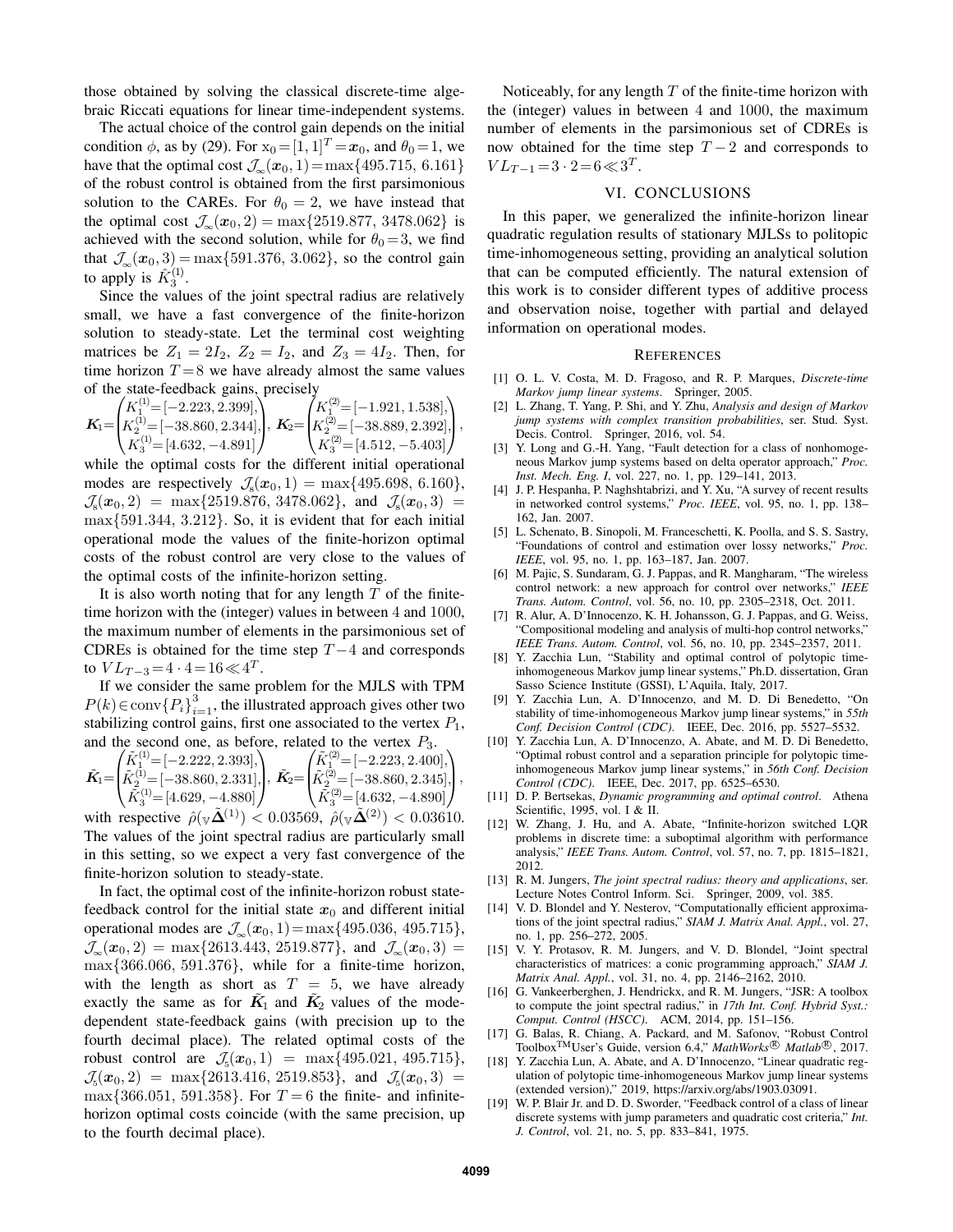those obtained by solving the classical discrete-time algebraic Riccati equations for linear time-independent systems.

The actual choice of the control gain depends on the initial condition $\phi$, as by (29). For $\mathrm{x}_0 = [1, 1]^T = \boldsymbol{x}_0$, and $\theta_0 = 1$, we have that the optimal cost $\mathcal{J}_\infty(\boldsymbol{x}_0, 1) = \max\{495.715,\ 6.161\}$ of the robust control is obtained from the first parsimonious solution to the CAREs. For $\theta_0 = 2$, we have instead that the optimal cost $\mathcal{J}_\infty(\boldsymbol{x}_0, 2) = \max\{2519.877,\ 3478.062\}$ is achieved with the second solution, while for $\theta_0 = 3$, we find that $\mathcal{J}_\infty(\boldsymbol{x}_0, 3) = \max\{591.376,\ 3.062\}$, so the control gain to apply is $\hat{K}_3^{(1)}$.

Since the values of the joint spectral radius are relatively small, we have a fast convergence of the finite-horizon solution to steady-state. Let the terminal cost weighting matrices be $Z_1 = 2I_2$, $Z_2 = I_2$, and $Z_3 = 4I_2$. Then, for time horizon $T = 8$ we have already almost the same values of the state-feedback gains, precisely

$$\boldsymbol{K}_1 = \begin{pmatrix} K_1^{(1)} = [-2.223, 2.399], \\ K_2^{(1)} = [-38.860, 2.344], \\ K_3^{(1)} = [4.632, -4.891] \end{pmatrix},\ \boldsymbol{K}_2 = \begin{pmatrix} K_1^{(2)} = [-1.921, 1.538], \\ K_2^{(2)} = [-38.889, 2.392], \\ K_3^{(2)} = [4.512, -5.403] \end{pmatrix},$$

while the optimal costs for the different initial operational modes are respectively $\mathcal{J}_8(\boldsymbol{x}_0, 1) = \max\{495.698,\ 6.160\}$, $\mathcal{J}_8(\boldsymbol{x}_0, 2) = \max\{2519.876,\ 3478.062\}$, and $\mathcal{J}_8(\boldsymbol{x}_0, 3) = \max\{591.344,\ 3.212\}$. So, it is evident that for each initial operational mode the values of the finite-horizon optimal costs of the robust control are very close to the values of the optimal costs of the infinite-horizon setting.

It is also worth noting that for any length $T$ of the finite-time horizon with the (integer) values in between $4$ and $1000$, the maximum number of elements in the parsimonious set of CDREs is obtained for the time step $T-4$ and corresponds to $VL_{T-3} = 4 \cdot 4 = 16 \ll 4^T$.

If we consider the same problem for the MJLS with TPM $P(k) \in \operatorname{conv}\{P_i\}_{i=1}^3$, the illustrated approach gives other two stabilizing control gains, first one associated to the vertex $P_1$, and the second one, as before, related to the vertex $P_3$.

$$\tilde{\boldsymbol{K}}_1 = \begin{pmatrix} \tilde{K}_1^{(1)} = [-2.222, 2.393], \\ \tilde{K}_2^{(1)} = [-38.860, 2.331], \\ \tilde{K}_3^{(1)} = [4.629, -4.880] \end{pmatrix},\ \tilde{\boldsymbol{K}}_2 = \begin{pmatrix} \tilde{K}_1^{(2)} = [-2.223, 2.400], \\ \tilde{K}_2^{(2)} = [-38.860, 2.345], \\ \tilde{K}_3^{(2)} = [4.632, -4.890] \end{pmatrix},$$

with respective $\hat{\rho}(\mathbb{V}\tilde{\boldsymbol{\Delta}}^{(1)}) < 0.03569$, $\hat{\rho}(\mathbb{V}\tilde{\boldsymbol{\Delta}}^{(2)}) < 0.03610$. The values of the joint spectral radius are particularly small in this setting, so we expect a very fast convergence of the finite-horizon solution to steady-state.

In fact, the optimal cost of the infinite-horizon robust state-feedback control for the initial state $\boldsymbol{x}_0$ and different initial operational modes are $\mathcal{J}_\infty(\boldsymbol{x}_0, 1) = \max\{495.036,\ 495.715\}$, $\mathcal{J}_\infty(\boldsymbol{x}_0, 2) = \max\{2613.443,\ 2519.877\}$, and $\mathcal{J}_\infty(\boldsymbol{x}_0, 3) = \max\{366.066,\ 591.376\}$, while for a finite-time horizon, with the length as short as $T = 5$, we have already exactly the same as for $\tilde{\boldsymbol{K}}_1$ and $\tilde{\boldsymbol{K}}_2$ values of the mode-dependent state-feedback gains (with precision up to the fourth decimal place). The related optimal costs of the robust control are $\mathcal{J}_5(\boldsymbol{x}_0, 1) = \max\{495.021,\ 495.715\}$, $\mathcal{J}_5(\boldsymbol{x}_0, 2) = \max\{2613.416,\ 2519.853\}$, and $\mathcal{J}_5(\boldsymbol{x}_0, 3) = \max\{366.051,\ 591.358\}$. For $T = 6$ the finite- and infinite-horizon optimal costs coincide (with the same precision, up to the fourth decimal place).

Noticeably, for any length $T$ of the finite-time horizon with the (integer) values in between $4$ and $1000$, the maximum number of elements in the parsimonious set of CDREs is now obtained for the time step $T-2$ and corresponds to $VL_{T-1} = 3 \cdot 2 = 6 \ll 3^T$.

## VI. CONCLUSIONS

In this paper, we generalized the infinite-horizon linear quadratic regulation results of stationary MJLSs to politopic time-inhomogeneous setting, providing an analytical solution that can be computed efficiently. The natural extension of this work is to consider different types of additive process and observation noise, together with partial and delayed information on operational modes.

## REFERENCES

[1] O. L. V. Costa, M. D. Fragoso, and R. P. Marques, *Discrete-time Markov jump linear systems*. Springer, 2005.

[2] L. Zhang, T. Yang, P. Shi, and Y. Zhu, *Analysis and design of Markov jump systems with complex transition probabilities*, ser. Stud. Syst. Decis. Control. Springer, 2016, vol. 54.

[3] Y. Long and G.-H. Yang, "Fault detection for a class of nonhomogeneous Markov jump systems based on delta operator approach," *Proc. Inst. Mech. Eng. I*, vol. 227, no. 1, pp. 129–141, 2013.

[4] J. P. Hespanha, P. Naghshtabrizi, and Y. Xu, "A survey of recent results in networked control systems," *Proc. IEEE*, vol. 95, no. 1, pp. 138–162, Jan. 2007.

[5] L. Schenato, B. Sinopoli, M. Franceschetti, K. Poolla, and S. S. Sastry, "Foundations of control and estimation over lossy networks," *Proc. IEEE*, vol. 95, no. 1, pp. 163–187, Jan. 2007.

[6] M. Pajic, S. Sundaram, G. J. Pappas, and R. Mangharam, "The wireless control network: a new approach for control over networks," *IEEE Trans. Autom. Control*, vol. 56, no. 10, pp. 2305–2318, Oct. 2011.

[7] R. Alur, A. D'Innocenzo, K. H. Johansson, G. J. Pappas, and G. Weiss, "Compositional modeling and analysis of multi-hop control networks," *IEEE Trans. Autom. Control*, vol. 56, no. 10, pp. 2345–2357, 2011.

[8] Y. Zacchia Lun, "Stability and optimal control of polytopic time-inhomogeneous Markov jump linear systems," Ph.D. dissertation, Gran Sasso Science Institute (GSSI), L'Aquila, Italy, 2017.

[9] Y. Zacchia Lun, A. D'Innocenzo, and M. D. Di Benedetto, "On stability of time-inhomogeneous Markov jump linear systems," in *55th Conf. Decision Control (CDC)*. IEEE, Dec. 2016, pp. 5527–5532.

[10] Y. Zacchia Lun, A. D'Innocenzo, A. Abate, and M. D. Di Benedetto, "Optimal robust control and a separation principle for polytopic time-inhomogeneous Markov jump linear systems," in *56th Conf. Decision Control (CDC)*. IEEE, Dec. 2017, pp. 6525–6530.

[11] D. P. Bertsekas, *Dynamic programming and optimal control*. Athena Scientific, 1995, vol. I & II.

[12] W. Zhang, J. Hu, and A. Abate, "Infinite-horizon switched LQR problems in discrete time: a suboptimal algorithm with performance analysis," *IEEE Trans. Autom. Control*, vol. 57, no. 7, pp. 1815–1821, 2012.

[13] R. M. Jungers, *The joint spectral radius: theory and applications*, ser. Lecture Notes Control Inform. Sci. Springer, 2009, vol. 385.

[14] V. D. Blondel and Y. Nesterov, "Computationally efficient approximations of the joint spectral radius," *SIAM J. Matrix Anal. Appl.*, vol. 27, no. 1, pp. 256–272, 2005.

[15] V. Y. Protasov, R. M. Jungers, and V. D. Blondel, "Joint spectral characteristics of matrices: a conic programming approach," *SIAM J. Matrix Anal. Appl.*, vol. 31, no. 4, pp. 2146–2162, 2010.

[16] G. Vankeerberghen, J. Hendrickx, and R. M. Jungers, "JSR: A toolbox to compute the joint spectral radius," in *17th Int. Conf. Hybrid Syst.: Comput. Control (HSCC)*. ACM, 2014, pp. 151–156.

[17] G. Balas, R. Chiang, A. Packard, and M. Safonov, "Robust Control Toolbox™User's Guide, version 6.4," *MathWorks® Matlab®*, 2017.

[18] Y. Zacchia Lun, A. Abate, and A. D'Innocenzo, "Linear quadratic regulation of polytopic time-inhomogeneous Markov jump linear systems (extended version)," 2019, https://arxiv.org/abs/1903.03091.

[19] W. P. Blair Jr. and D. D. Sworder, "Feedback control of a class of linear discrete systems with jump parameters and quadratic cost criteria," *Int. J. Control*, vol. 21, no. 5, pp. 833–841, 1975.